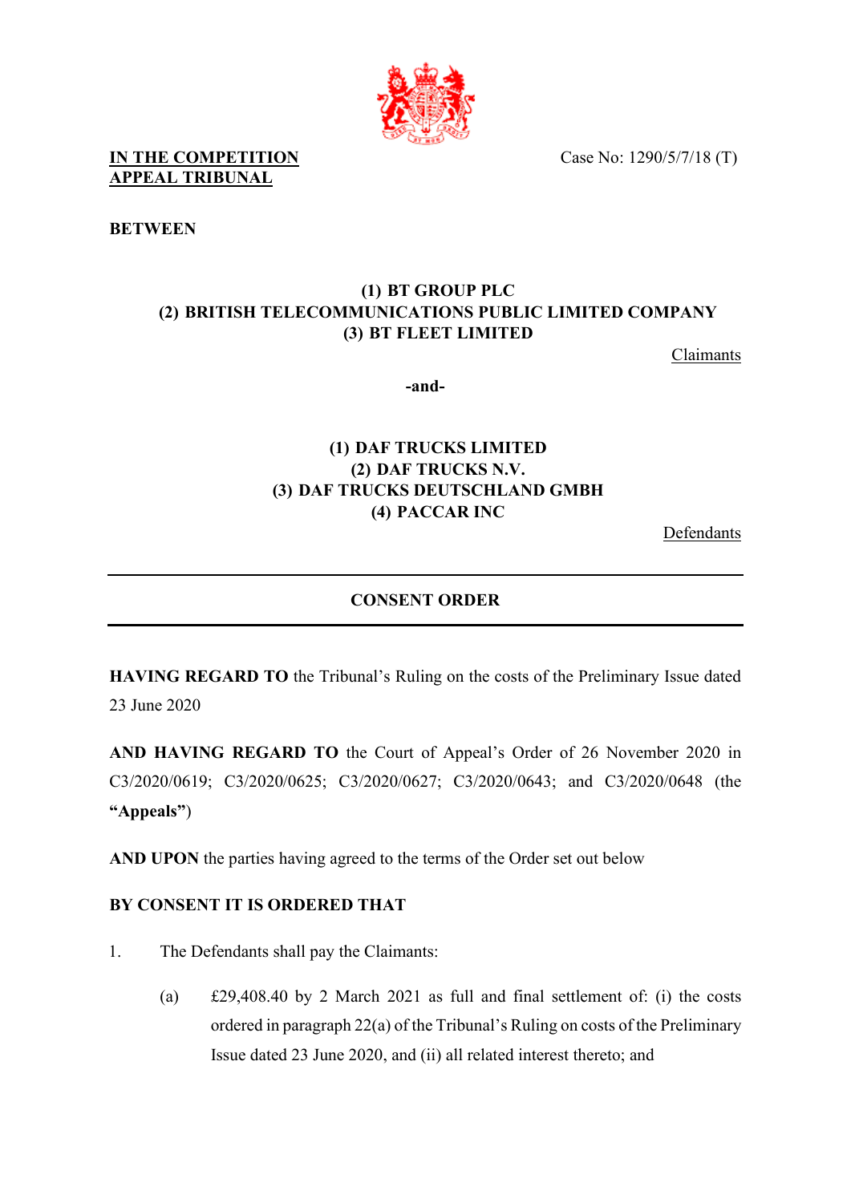**IN THE COMPETITION APPEAL TRIBUNAL**

Case No: 1290/5/7/18 (T)

**BETWEEN**

**(1) BT GROUP PLC**
**(2) BRITISH TELECOMMUNICATIONS PUBLIC LIMITED COMPANY**
**(3) BT FLEET LIMITED**

Claimants

**-and-**

**(1) DAF TRUCKS LIMITED**
**(2) DAF TRUCKS N.V.**
**(3) DAF TRUCKS DEUTSCHLAND GMBH**
**(4) PACCAR INC**

Defendants

---

**CONSENT ORDER**

---

**HAVING REGARD TO** the Tribunal's Ruling on the costs of the Preliminary Issue dated 23 June 2020

**AND HAVING REGARD TO** the Court of Appeal's Order of 26 November 2020 in C3/2020/0619; C3/2020/0625; C3/2020/0627; C3/2020/0643; and C3/2020/0648 (the **"Appeals"**)

**AND UPON** the parties having agreed to the terms of the Order set out below

**BY CONSENT IT IS ORDERED THAT**

1. The Defendants shall pay the Claimants:

   (a) £29,408.40 by 2 March 2021 as full and final settlement of: (i) the costs ordered in paragraph 22(a) of the Tribunal's Ruling on costs of the Preliminary Issue dated 23 June 2020, and (ii) all related interest thereto; and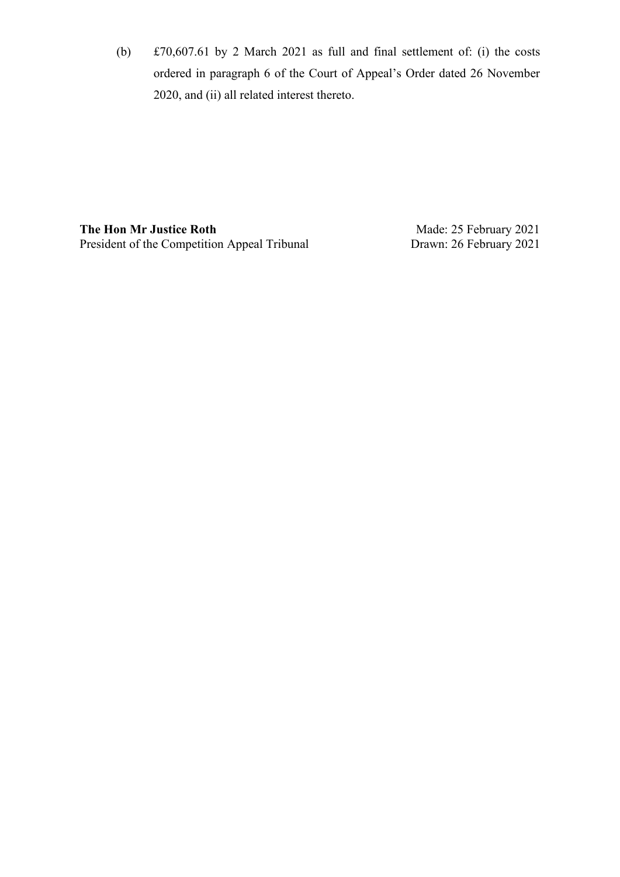(b) £70,607.61 by 2 March 2021 as full and final settlement of: (i) the costs ordered in paragraph 6 of the Court of Appeal's Order dated 26 November 2020, and (ii) all related interest thereto.

**The Hon Mr Justice Roth**
President of the Competition Appeal Tribunal

Made: 25 February 2021
Drawn: 26 February 2021